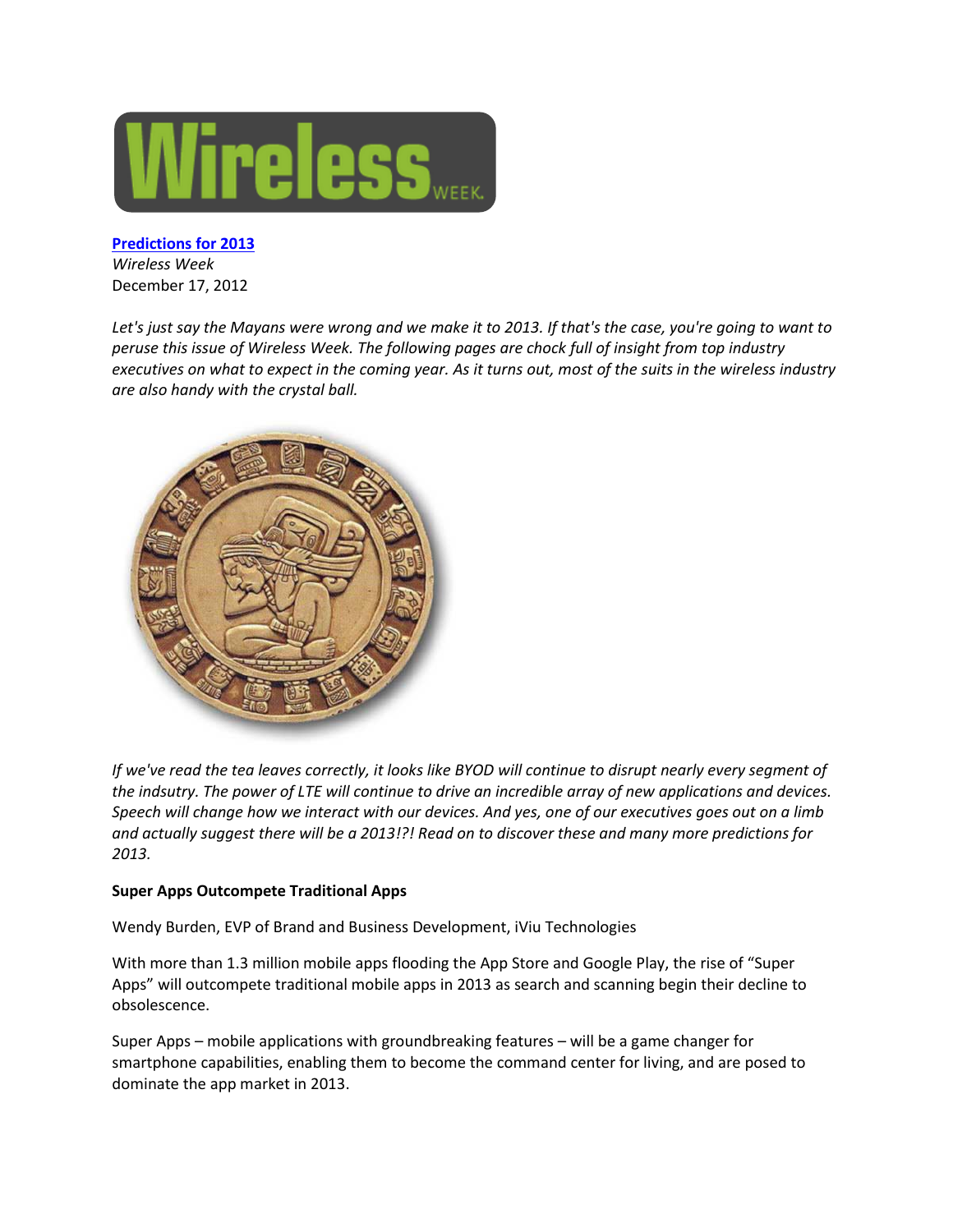Wireless WEEK

**[Predictions for 2013](#)**
*Wireless Week*
December 17, 2012

*Let's just say the Mayans were wrong and we make it to 2013. If that's the case, you're going to want to peruse this issue of Wireless Week. The following pages are chock full of insight from top industry executives on what to expect in the coming year. As it turns out, most of the suits in the wireless industry are also handy with the crystal ball.*

*If we've read the tea leaves correctly, it looks like BYOD will continue to disrupt nearly every segment of the indsutry. The power of LTE will continue to drive an incredible array of new applications and devices. Speech will change how we interact with our devices. And yes, one of our executives goes out on a limb and actually suggest there will be a 2013!?! Read on to discover these and many more predictions for 2013.*

**Super Apps Outcompete Traditional Apps**

Wendy Burden, EVP of Brand and Business Development, iViu Technologies

With more than 1.3 million mobile apps flooding the App Store and Google Play, the rise of "Super Apps" will outcompete traditional mobile apps in 2013 as search and scanning begin their decline to obsolescence.

Super Apps – mobile applications with groundbreaking features – will be a game changer for smartphone capabilities, enabling them to become the command center for living, and are posed to dominate the app market in 2013.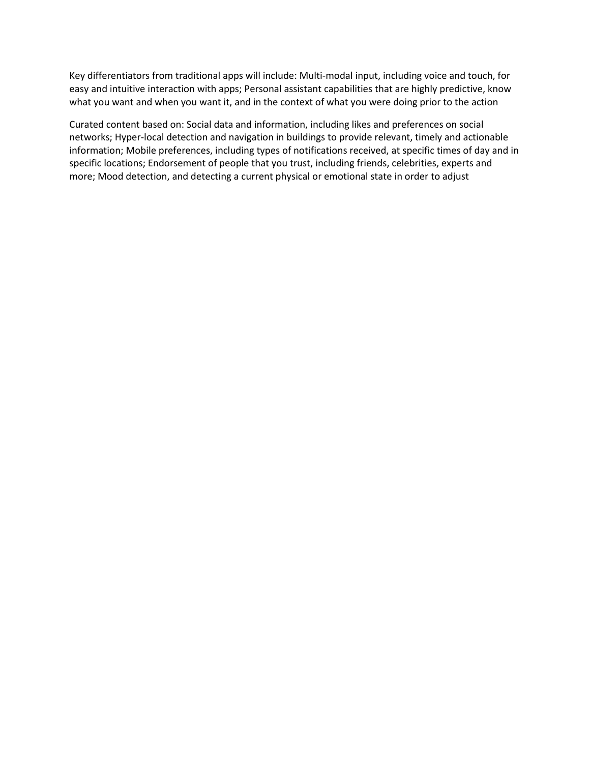Key differentiators from traditional apps will include: Multi-modal input, including voice and touch, for easy and intuitive interaction with apps; Personal assistant capabilities that are highly predictive, know what you want and when you want it, and in the context of what you were doing prior to the action

Curated content based on: Social data and information, including likes and preferences on social networks; Hyper-local detection and navigation in buildings to provide relevant, timely and actionable information; Mobile preferences, including types of notifications received, at specific times of day and in specific locations; Endorsement of people that you trust, including friends, celebrities, experts and more; Mood detection, and detecting a current physical or emotional state in order to adjust